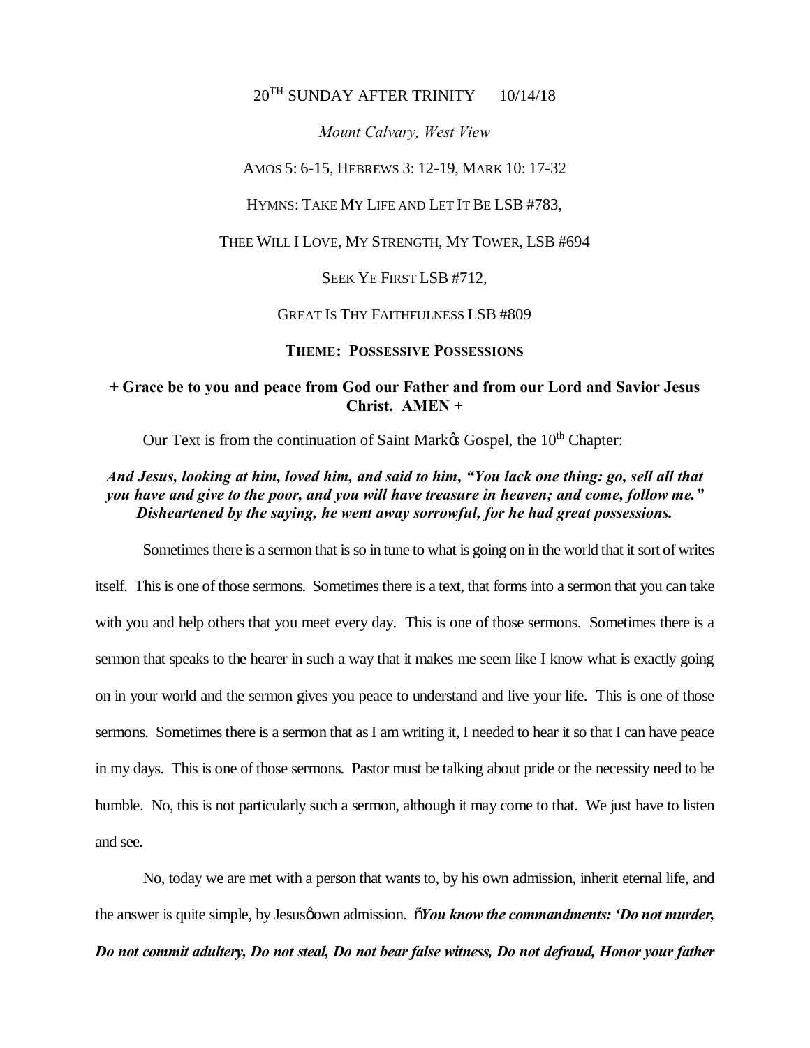20TH SUNDAY AFTER TRINITY 10/14/18

*Mount Calvary, West View*

AMOS 5: 6-15, HEBREWS 3: 12-19, MARK 10: 17-32

HYMNS: TAKE MY LIFE AND LET IT BE LSB #783,

THEE WILL I LOVE, MY STRENGTH, MY TOWER, LSB #694

SEEK YE FIRST LSB #712,

GREAT IS THY FAITHFULNESS LSB #809

**THEME: POSSESSIVE POSSESSIONS**

**+ Grace be to you and peace from God our Father and from our Lord and Savior Jesus Christ. AMEN +**

Our Text is from the continuation of Saint Mark's Gospel, the 10th Chapter:

***And Jesus, looking at him, loved him, and said to him, "You lack one thing: go, sell all that you have and give to the poor, and you will have treasure in heaven; and come, follow me." Disheartened by the saying, he went away sorrowful, for he had great possessions.***

Sometimes there is a sermon that is so in tune to what is going on in the world that it sort of writes itself. This is one of those sermons. Sometimes there is a text, that forms into a sermon that you can take with you and help others that you meet every day. This is one of those sermons. Sometimes there is a sermon that speaks to the hearer in such a way that it makes me seem like I know what is exactly going on in your world and the sermon gives you peace to understand and live your life. This is one of those sermons. Sometimes there is a sermon that as I am writing it, I needed to hear it so that I can have peace in my days. This is one of those sermons. Pastor must be talking about pride or the necessity need to be humble. No, this is not particularly such a sermon, although it may come to that. We just have to listen and see.

No, today we are met with a person that wants to, by his own admission, inherit eternal life, and the answer is quite simple, by Jesus' own admission. "***You know the commandments: 'Do not murder, Do not commit adultery, Do not steal, Do not bear false witness, Do not defraud, Honor your father***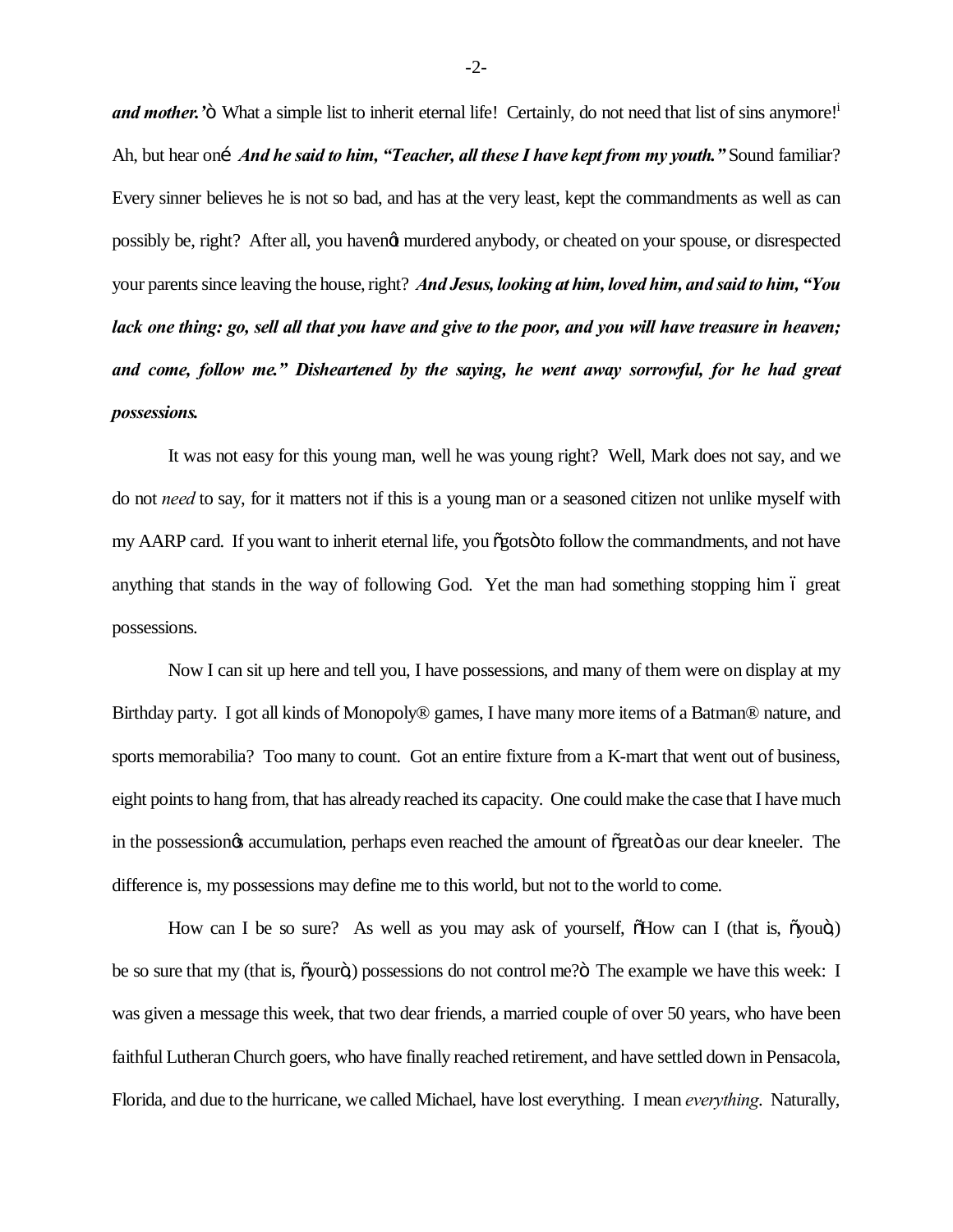***and mother.'"*** What a simple list to inherit eternal life! Certainly, do not need that list of sins anymore![i] Ah, but hear on… ***And he said to him, "Teacher, all these I have kept from my youth."*** Sound familiar? Every sinner believes he is not so bad, and has at the very least, kept the commandments as well as can possibly be, right? After all, you haven't murdered anybody, or cheated on your spouse, or disrespected your parents since leaving the house, right? ***And Jesus, looking at him, loved him, and said to him, "You lack one thing: go, sell all that you have and give to the poor, and you will have treasure in heaven; and come, follow me." Disheartened by the saying, he went away sorrowful, for he had great possessions.***

It was not easy for this young man, well he was young right? Well, Mark does not say, and we do not *need* to say, for it matters not if this is a young man or a seasoned citizen not unlike myself with my AARP card. If you want to inherit eternal life, you "gots" to follow the commandments, and not have anything that stands in the way of following God. Yet the man had something stopping him – great possessions.

Now I can sit up here and tell you, I have possessions, and many of them were on display at my Birthday party. I got all kinds of Monopoly® games, I have many more items of a Batman® nature, and sports memorabilia? Too many to count. Got an entire fixture from a K-mart that went out of business, eight points to hang from, that has already reached its capacity. One could make the case that I have much in the possession's accumulation, perhaps even reached the amount of "great" as our dear kneeler. The difference is, my possessions may define me to this world, but not to the world to come.

How can I be so sure? As well as you may ask of yourself, "How can I (that is, "you",) be so sure that my (that is, "your",) possessions do not control me?" The example we have this week: I was given a message this week, that two dear friends, a married couple of over 50 years, who have been faithful Lutheran Church goers, who have finally reached retirement, and have settled down in Pensacola, Florida, and due to the hurricane, we called Michael, have lost everything. I mean *everything*. Naturally,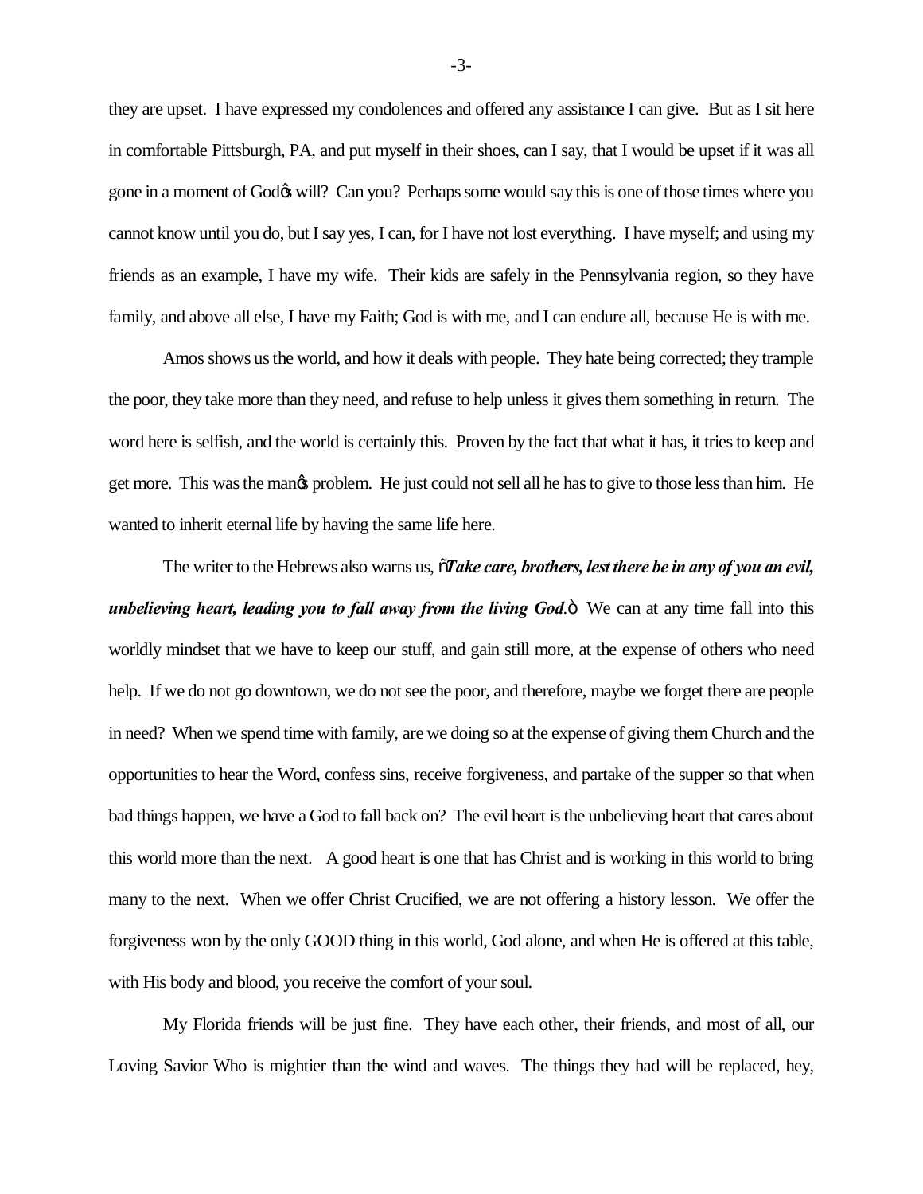they are upset. I have expressed my condolences and offered any assistance I can give. But as I sit here in comfortable Pittsburgh, PA, and put myself in their shoes, can I say, that I would be upset if it was all gone in a moment of God's will? Can you? Perhaps some would say this is one of those times where you cannot know until you do, but I say yes, I can, for I have not lost everything. I have myself; and using my friends as an example, I have my wife. Their kids are safely in the Pennsylvania region, so they have family, and above all else, I have my Faith; God is with me, and I can endure all, because He is with me.

Amos shows us the world, and how it deals with people. They hate being corrected; they trample the poor, they take more than they need, and refuse to help unless it gives them something in return. The word here is selfish, and the world is certainly this. Proven by the fact that what it has, it tries to keep and get more. This was the man's problem. He just could not sell all he has to give to those less than him. He wanted to inherit eternal life by having the same life here.

The writer to the Hebrews also warns us, "***Take care, brothers, lest there be in any of you an evil, unbelieving heart, leading you to fall away from the living God***." We can at any time fall into this worldly mindset that we have to keep our stuff, and gain still more, at the expense of others who need help. If we do not go downtown, we do not see the poor, and therefore, maybe we forget there are people in need? When we spend time with family, are we doing so at the expense of giving them Church and the opportunities to hear the Word, confess sins, receive forgiveness, and partake of the supper so that when bad things happen, we have a God to fall back on? The evil heart is the unbelieving heart that cares about this world more than the next. A good heart is one that has Christ and is working in this world to bring many to the next. When we offer Christ Crucified, we are not offering a history lesson. We offer the forgiveness won by the only GOOD thing in this world, God alone, and when He is offered at this table, with His body and blood, you receive the comfort of your soul.

My Florida friends will be just fine. They have each other, their friends, and most of all, our Loving Savior Who is mightier than the wind and waves. The things they had will be replaced, hey,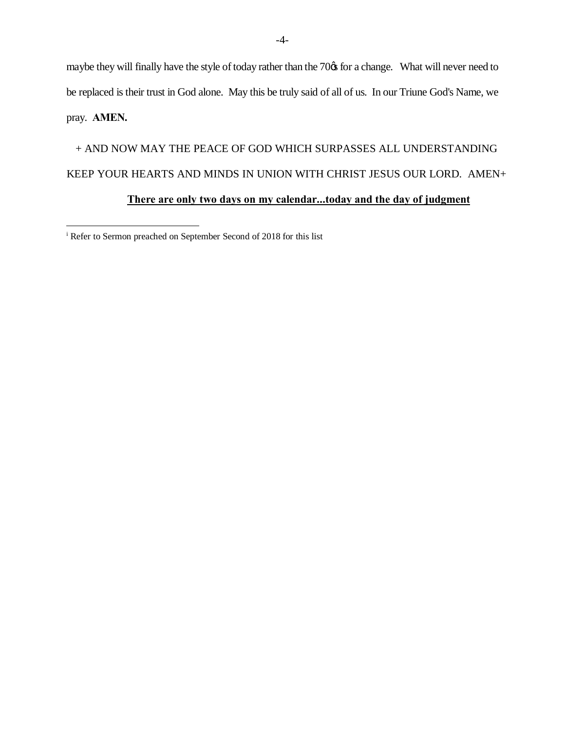maybe they will finally have the style of today rather than the 70ǿs for a change. What will never need to be replaced is their trust in God alone. May this be truly said of all of us. In our Triune God's Name, we pray. **AMEN.**

\+ AND NOW MAY THE PEACE OF GOD WHICH SURPASSES ALL UNDERSTANDING KEEP YOUR HEARTS AND MINDS IN UNION WITH CHRIST JESUS OUR LORD. AMEN+

**There are only two days on my calendar...today and the day of judgment**

---

[i] Refer to Sermon preached on September Second of 2018 for this list